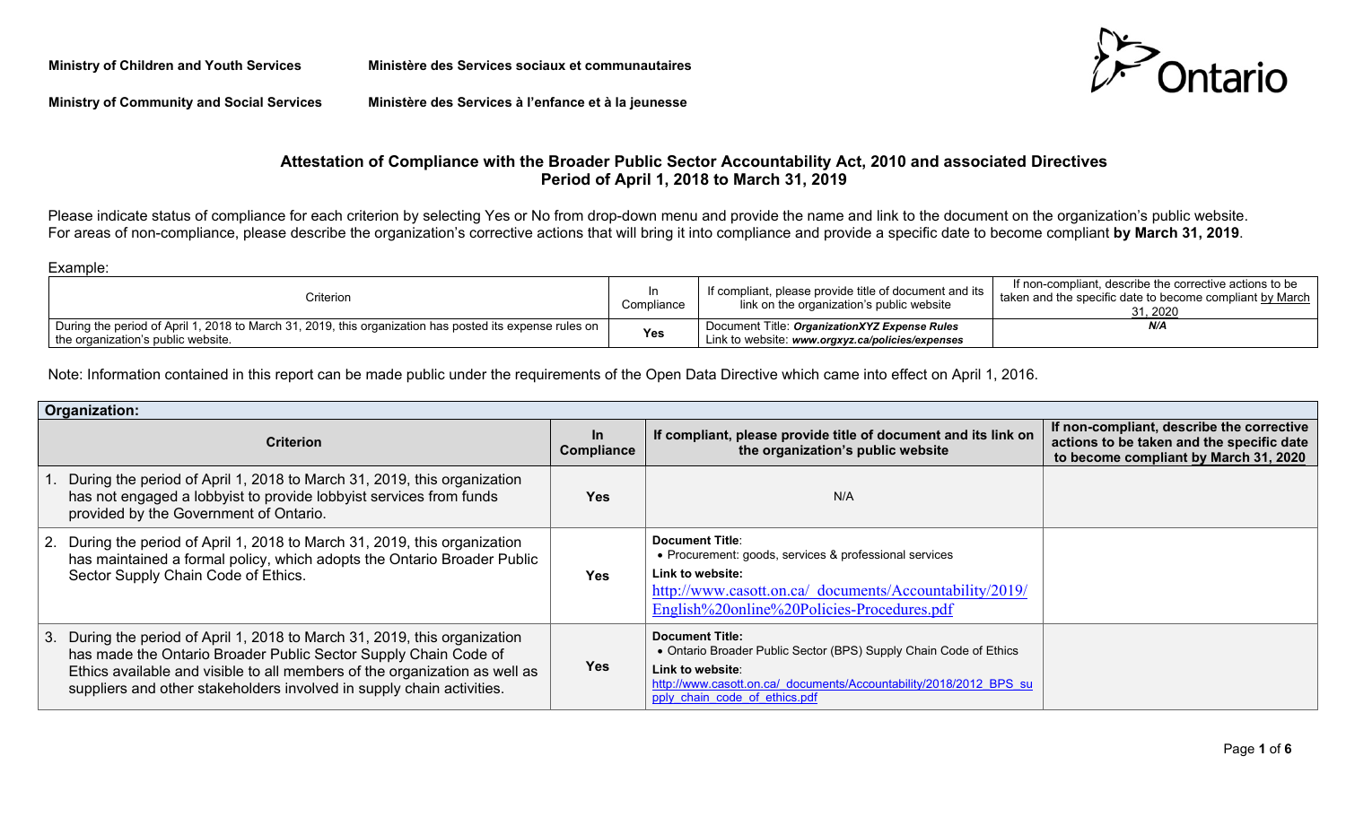Ministry of Children and Youth Services — Ministère des Services sociaux et communautaires

Ministry of Community and Social Services — Ministère des Services à l'enfance et à la jeunesse

Ontario

## Attestation of Compliance with the Broader Public Sector Accountability Act, 2010 and associated Directives
## Period of April 1, 2018 to March 31, 2019

Please indicate status of compliance for each criterion by selecting Yes or No from drop-down menu and provide the name and link to the document on the organization's public website. For areas of non-compliance, please describe the organization's corrective actions that will bring it into compliance and provide a specific date to become compliant **by March 31, 2019**.

Example:

| Criterion | In Compliance | If compliant, please provide title of document and its link on the organization's public website | If non-compliant, describe the corrective actions to be taken and the specific date to become compliant by March 31, 2020 |
|---|---|---|---|
| During the period of April 1, 2018 to March 31, 2019, this organization has posted its expense rules on the organization's public website. | **Yes** | Document Title: ***OrganizationXYZ Expense Rules*** <br> Link to website: ***www.orgxyz.ca/policies/expenses*** | ***N/A*** |

Note: Information contained in this report can be made public under the requirements of the Open Data Directive which came into effect on April 1, 2016.

| **Organization:** | | | |
|---|---|---|---|
| **Criterion** | **In Compliance** | **If compliant, please provide title of document and its link on the organization's public website** | **If non-compliant, describe the corrective actions to be taken and the specific date to become compliant by March 31, 2020** |
| 1. During the period of April 1, 2018 to March 31, 2019, this organization has not engaged a lobbyist to provide lobbyist services from funds provided by the Government of Ontario. | **Yes** | N/A | |
| 2. During the period of April 1, 2018 to March 31, 2019, this organization has maintained a formal policy, which adopts the Ontario Broader Public Sector Supply Chain Code of Ethics. | **Yes** | **Document Title**: <br> • Procurement: goods, services & professional services <br> **Link to website:** <br> http://www.casott.on.ca/_documents/Accountability/2019/English%20online%20Policies-Procedures.pdf | |
| 3. During the period of April 1, 2018 to March 31, 2019, this organization has made the Ontario Broader Public Sector Supply Chain Code of Ethics available and visible to all members of the organization as well as suppliers and other stakeholders involved in supply chain activities. | **Yes** | **Document Title:** <br> • Ontario Broader Public Sector (BPS) Supply Chain Code of Ethics <br> **Link to website**: <br> http://www.casott.on.ca/_documents/Accountability/2018/2012_BPS_supply_chain_code_of_ethics.pdf | |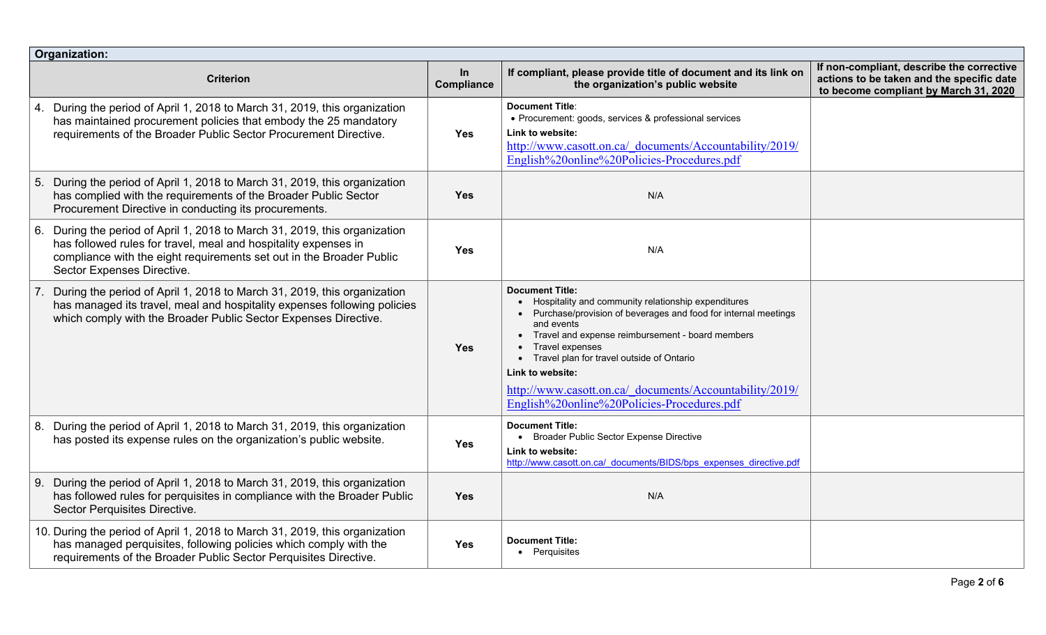| Organization: | | | |
|---|---|---|---|
| **Criterion** | **In Compliance** | **If compliant, please provide title of document and its link on the organization's public website** | **If non-compliant, describe the corrective actions to be taken and the specific date to become compliant by March 31, 2020** |
| 4. During the period of April 1, 2018 to March 31, 2019, this organization has maintained procurement policies that embody the 25 mandatory requirements of the Broader Public Sector Procurement Directive. | **Yes** | **Document Title**:<br>• Procurement: goods, services & professional services<br>**Link to website:**<br>http://www.casott.on.ca/_documents/Accountability/2019/English%20online%20Policies-Procedures.pdf | |
| 5. During the period of April 1, 2018 to March 31, 2019, this organization has complied with the requirements of the Broader Public Sector Procurement Directive in conducting its procurements. | **Yes** | N/A | |
| 6. During the period of April 1, 2018 to March 31, 2019, this organization has followed rules for travel, meal and hospitality expenses in compliance with the eight requirements set out in the Broader Public Sector Expenses Directive. | **Yes** | N/A | |
| 7. During the period of April 1, 2018 to March 31, 2019, this organization has managed its travel, meal and hospitality expenses following policies which comply with the Broader Public Sector Expenses Directive. | **Yes** | **Document Title:**<br>• Hospitality and community relationship expenditures<br>• Purchase/provision of beverages and food for internal meetings and events<br>• Travel and expense reimbursement - board members<br>• Travel expenses<br>• Travel plan for travel outside of Ontario<br>**Link to website:**<br>http://www.casott.on.ca/_documents/Accountability/2019/English%20online%20Policies-Procedures.pdf | |
| 8. During the period of April 1, 2018 to March 31, 2019, this organization has posted its expense rules on the organization's public website. | **Yes** | **Document Title:**<br>• Broader Public Sector Expense Directive<br>**Link to website:**<br>http://www.casott.on.ca/_documents/BIDS/bps_expenses_directive.pdf | |
| 9. During the period of April 1, 2018 to March 31, 2019, this organization has followed rules for perquisites in compliance with the Broader Public Sector Perquisites Directive. | **Yes** | N/A | |
| 10. During the period of April 1, 2018 to March 31, 2019, this organization has managed perquisites, following policies which comply with the requirements of the Broader Public Sector Perquisites Directive. | **Yes** | **Document Title:**<br>• Perquisites | |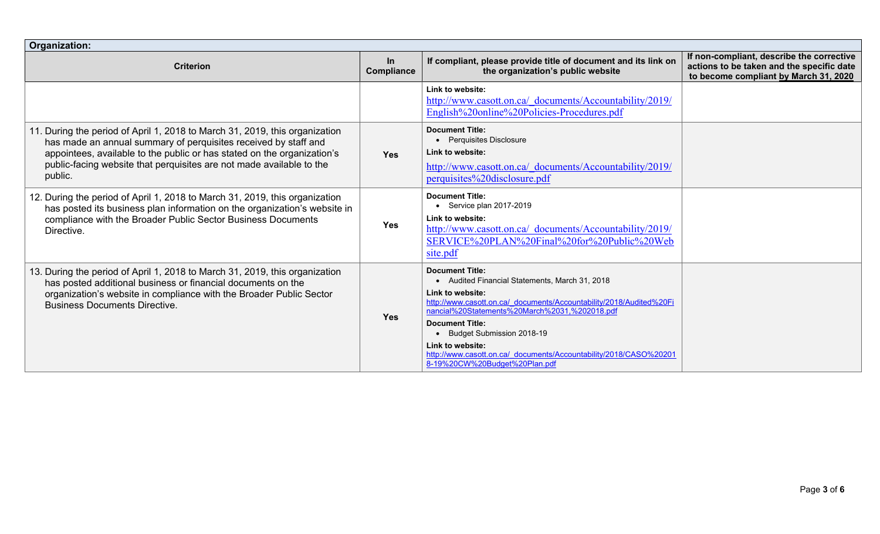| **Organization:** | | | |
|---|---|---|---|
| **Criterion** | **In Compliance** | **If compliant, please provide title of document and its link on the organization's public website** | **If non-compliant, describe the corrective actions to be taken and the specific date to become compliant by March 31, 2020** |
| | | **Link to website:** http://www.casott.on.ca/_documents/Accountability/2019/English%20online%20Policies-Procedures.pdf | |
| 11. During the period of April 1, 2018 to March 31, 2019, this organization has made an annual summary of perquisites received by staff and appointees, available to the public or has stated on the organization's public-facing website that perquisites are not made available to the public. | **Yes** | **Document Title:**<br>• Perquisites Disclosure<br>**Link to website:**<br>http://www.casott.on.ca/_documents/Accountability/2019/perquisites%20disclosure.pdf | |
| 12. During the period of April 1, 2018 to March 31, 2019, this organization has posted its business plan information on the organization's website in compliance with the Broader Public Sector Business Documents Directive. | **Yes** | **Document Title:**<br>• Service plan 2017-2019<br>**Link to website:**<br>http://www.casott.on.ca/_documents/Accountability/2019/SERVICE%20PLAN%20Final%20for%20Public%20Website.pdf | |
| 13. During the period of April 1, 2018 to March 31, 2019, this organization has posted additional business or financial documents on the organization's website in compliance with the Broader Public Sector Business Documents Directive. | **Yes** | **Document Title:**<br>• Audited Financial Statements, March 31, 2018<br>**Link to website:**<br>http://www.casott.on.ca/_documents/Accountability/2018/Audited%20Financial%20Statements%20March%2031,%202018.pdf<br>**Document Title:**<br>• Budget Submission 2018-19<br>**Link to website:**<br>http://www.casott.on.ca/_documents/Accountability/2018/CASO%202018-19%20CW%20Budget%20Plan.pdf | |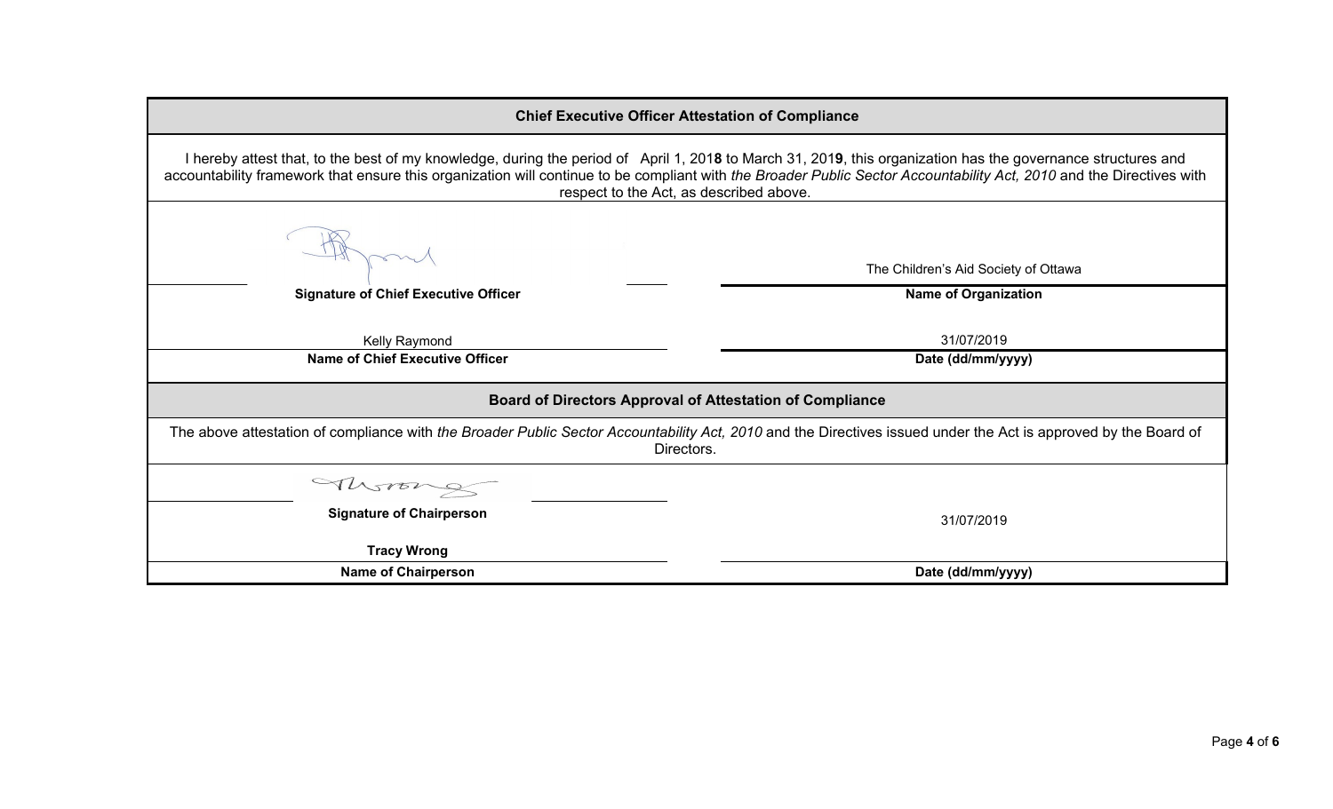## Chief Executive Officer Attestation of Compliance

I hereby attest that, to the best of my knowledge, during the period of April 1, 201**8** to March 31, 201**9**, this organization has the governance structures and accountability framework that ensure this organization will continue to be compliant with *the Broader Public Sector Accountability Act, 2010* and the Directives with respect to the Act, as described above.

| | |
|---|---|
| | The Children's Aid Society of Ottawa |
| **Signature of Chief Executive Officer** | **Name of Organization** |
| Kelly Raymond | 31/07/2019 |
| **Name of Chief Executive Officer** | **Date (dd/mm/yyyy)** |

## Board of Directors Approval of Attestation of Compliance

The above attestation of compliance with *the Broader Public Sector Accountability Act, 2010* and the Directives issued under the Act is approved by the Board of Directors.

| | |
|---|---|
| **Signature of Chairperson** | 31/07/2019 |
| **Tracy Wrong** | |
| **Name of Chairperson** | **Date (dd/mm/yyyy)** |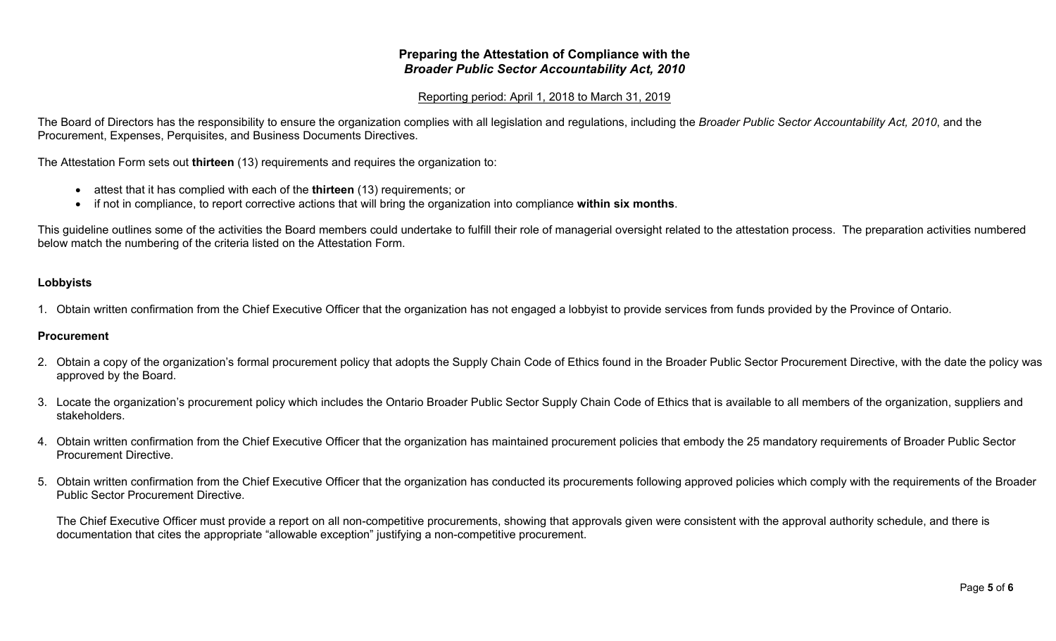## Preparing the Attestation of Compliance with the *Broader Public Sector Accountability Act, 2010*

Reporting period: April 1, 2018 to March 31, 2019

The Board of Directors has the responsibility to ensure the organization complies with all legislation and regulations, including the *Broader Public Sector Accountability Act, 2010*, and the Procurement, Expenses, Perquisites, and Business Documents Directives.

The Attestation Form sets out **thirteen** (13) requirements and requires the organization to:

- attest that it has complied with each of the **thirteen** (13) requirements; or
- if not in compliance, to report corrective actions that will bring the organization into compliance **within six months**.

This guideline outlines some of the activities the Board members could undertake to fulfill their role of managerial oversight related to the attestation process. The preparation activities numbered below match the numbering of the criteria listed on the Attestation Form.

**Lobbyists**

1. Obtain written confirmation from the Chief Executive Officer that the organization has not engaged a lobbyist to provide services from funds provided by the Province of Ontario.

**Procurement**

2. Obtain a copy of the organization's formal procurement policy that adopts the Supply Chain Code of Ethics found in the Broader Public Sector Procurement Directive, with the date the policy was approved by the Board.

3. Locate the organization's procurement policy which includes the Ontario Broader Public Sector Supply Chain Code of Ethics that is available to all members of the organization, suppliers and stakeholders.

4. Obtain written confirmation from the Chief Executive Officer that the organization has maintained procurement policies that embody the 25 mandatory requirements of Broader Public Sector Procurement Directive.

5. Obtain written confirmation from the Chief Executive Officer that the organization has conducted its procurements following approved policies which comply with the requirements of the Broader Public Sector Procurement Directive.

   The Chief Executive Officer must provide a report on all non-competitive procurements, showing that approvals given were consistent with the approval authority schedule, and there is documentation that cites the appropriate "allowable exception" justifying a non-competitive procurement.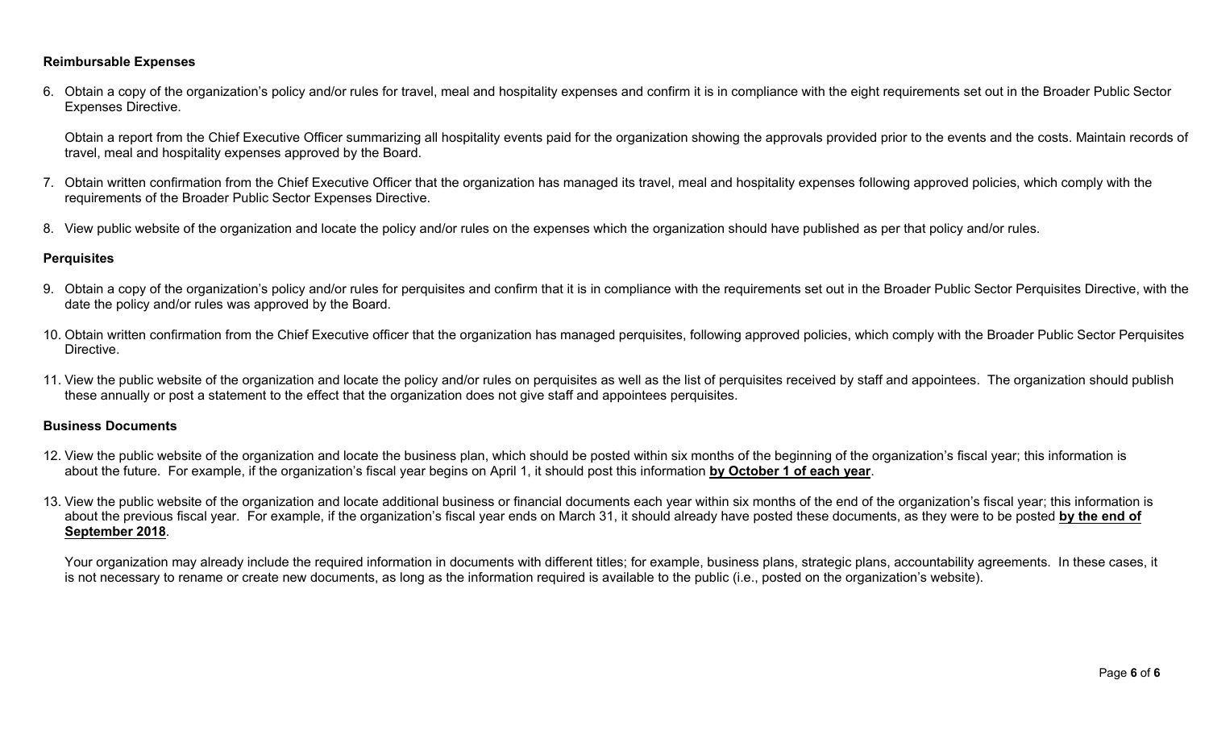**Reimbursable Expenses**

6. Obtain a copy of the organization's policy and/or rules for travel, meal and hospitality expenses and confirm it is in compliance with the eight requirements set out in the Broader Public Sector Expenses Directive.

   Obtain a report from the Chief Executive Officer summarizing all hospitality events paid for the organization showing the approvals provided prior to the events and the costs. Maintain records of travel, meal and hospitality expenses approved by the Board.

7. Obtain written confirmation from the Chief Executive Officer that the organization has managed its travel, meal and hospitality expenses following approved policies, which comply with the requirements of the Broader Public Sector Expenses Directive.

8. View public website of the organization and locate the policy and/or rules on the expenses which the organization should have published as per that policy and/or rules.

**Perquisites**

9. Obtain a copy of the organization's policy and/or rules for perquisites and confirm that it is in compliance with the requirements set out in the Broader Public Sector Perquisites Directive, with the date the policy and/or rules was approved by the Board.

10. Obtain written confirmation from the Chief Executive officer that the organization has managed perquisites, following approved policies, which comply with the Broader Public Sector Perquisites Directive.

11. View the public website of the organization and locate the policy and/or rules on perquisites as well as the list of perquisites received by staff and appointees. The organization should publish these annually or post a statement to the effect that the organization does not give staff and appointees perquisites.

**Business Documents**

12. View the public website of the organization and locate the business plan, which should be posted within six months of the beginning of the organization's fiscal year; this information is about the future. For example, if the organization's fiscal year begins on April 1, it should post this information **by October 1 of each year**.

13. View the public website of the organization and locate additional business or financial documents each year within six months of the end of the organization's fiscal year; this information is about the previous fiscal year. For example, if the organization's fiscal year ends on March 31, it should already have posted these documents, as they were to be posted **by the end of September 2018**.

    Your organization may already include the required information in documents with different titles; for example, business plans, strategic plans, accountability agreements. In these cases, it is not necessary to rename or create new documents, as long as the information required is available to the public (i.e., posted on the organization's website).